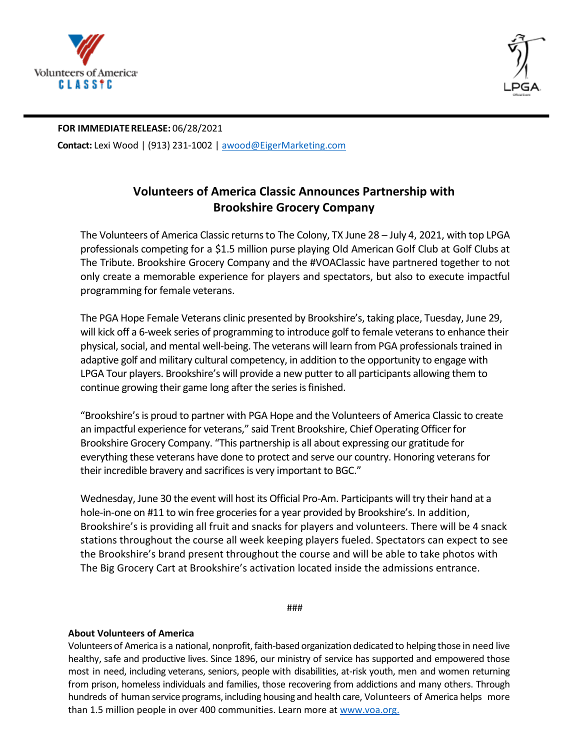**FOR IMMEDIATE RELEASE:** 06/28/2021

**Contact:** Lexi Wood | (913) 231-1002 | awood@EigerMarketing.com

# Volunteers of America Classic Announces Partnership with Brookshire Grocery Company

The Volunteers of America Classic returns to The Colony, TX June 28 – July 4, 2021, with top LPGA professionals competing for a $1.5 million purse playing Old American Golf Club at Golf Clubs at The Tribute. Brookshire Grocery Company and the #VOAClassic have partnered together to not only create a memorable experience for players and spectators, but also to execute impactful programming for female veterans.

The PGA Hope Female Veterans clinic presented by Brookshire's, taking place, Tuesday, June 29, will kick off a 6-week series of programming to introduce golf to female veterans to enhance their physical, social, and mental well-being. The veterans will learn from PGA professionals trained in adaptive golf and military cultural competency, in addition to the opportunity to engage with LPGA Tour players. Brookshire's will provide a new putter to all participants allowing them to continue growing their game long after the series is finished.

"Brookshire's is proud to partner with PGA Hope and the Volunteers of America Classic to create an impactful experience for veterans," said Trent Brookshire, Chief Operating Officer for Brookshire Grocery Company. "This partnership is all about expressing our gratitude for everything these veterans have done to protect and serve our country. Honoring veterans for their incredible bravery and sacrifices is very important to BGC."

Wednesday, June 30 the event will host its Official Pro-Am. Participants will try their hand at a hole-in-one on #11 to win free groceries for a year provided by Brookshire's. In addition, Brookshire's is providing all fruit and snacks for players and volunteers. There will be 4 snack stations throughout the course all week keeping players fueled. Spectators can expect to see the Brookshire's brand present throughout the course and will be able to take photos with The Big Grocery Cart at Brookshire's activation located inside the admissions entrance.

###

**About Volunteers of America**

Volunteers of America is a national, nonprofit, faith-based organization dedicated to helping those in need live healthy, safe and productive lives. Since 1896, our ministry of service has supported and empowered those most in need, including veterans, seniors, people with disabilities, at-risk youth, men and women returning from prison, homeless individuals and families, those recovering from addictions and many others. Through hundreds of human service programs, including housing and health care, Volunteers of America helps more than 1.5 million people in over 400 communities. Learn more at www.voa.org.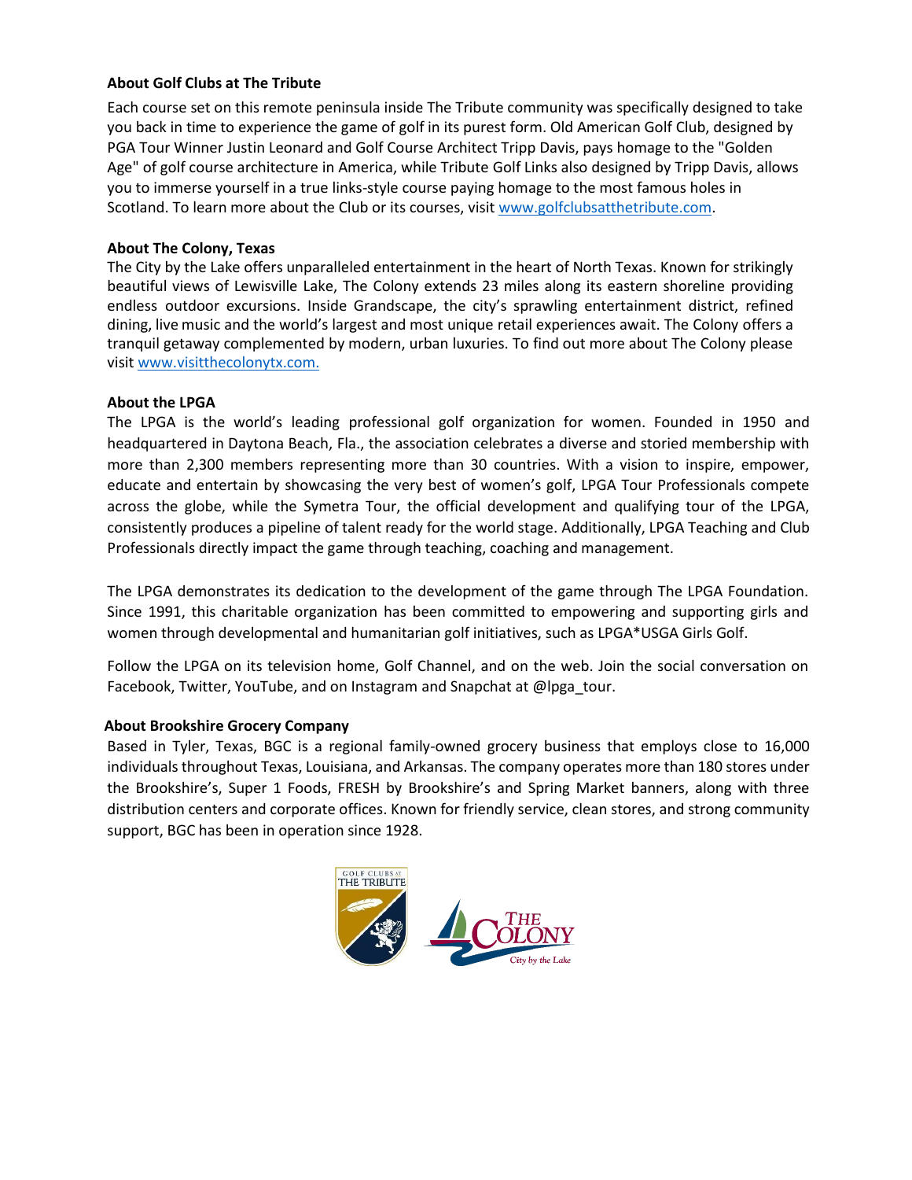**About Golf Clubs at The Tribute**

Each course set on this remote peninsula inside The Tribute community was specifically designed to take you back in time to experience the game of golf in its purest form. Old American Golf Club, designed by PGA Tour Winner Justin Leonard and Golf Course Architect Tripp Davis, pays homage to the "Golden Age" of golf course architecture in America, while Tribute Golf Links also designed by Tripp Davis, allows you to immerse yourself in a true links-style course paying homage to the most famous holes in Scotland. To learn more about the Club or its courses, visit www.golfclubsatthetribute.com.

**About The Colony, Texas**

The City by the Lake offers unparalleled entertainment in the heart of North Texas. Known for strikingly beautiful views of Lewisville Lake, The Colony extends 23 miles along its eastern shoreline providing endless outdoor excursions. Inside Grandscape, the city's sprawling entertainment district, refined dining, live music and the world's largest and most unique retail experiences await. The Colony offers a tranquil getaway complemented by modern, urban luxuries. To find out more about The Colony please visit www.visitthecolonytx.com.

**About the LPGA**

The LPGA is the world's leading professional golf organization for women. Founded in 1950 and headquartered in Daytona Beach, Fla., the association celebrates a diverse and storied membership with more than 2,300 members representing more than 30 countries. With a vision to inspire, empower, educate and entertain by showcasing the very best of women's golf, LPGA Tour Professionals compete across the globe, while the Symetra Tour, the official development and qualifying tour of the LPGA, consistently produces a pipeline of talent ready for the world stage. Additionally, LPGA Teaching and Club Professionals directly impact the game through teaching, coaching and management.

The LPGA demonstrates its dedication to the development of the game through The LPGA Foundation. Since 1991, this charitable organization has been committed to empowering and supporting girls and women through developmental and humanitarian golf initiatives, such as LPGA*USGA Girls Golf.

Follow the LPGA on its television home, Golf Channel, and on the web. Join the social conversation on Facebook, Twitter, YouTube, and on Instagram and Snapchat at @lpga_tour.

**About Brookshire Grocery Company**

Based in Tyler, Texas, BGC is a regional family-owned grocery business that employs close to 16,000 individuals throughout Texas, Louisiana, and Arkansas. The company operates more than 180 stores under the Brookshire's, Super 1 Foods, FRESH by Brookshire's and Spring Market banners, along with three distribution centers and corporate offices. Known for friendly service, clean stores, and strong community support, BGC has been in operation since 1928.